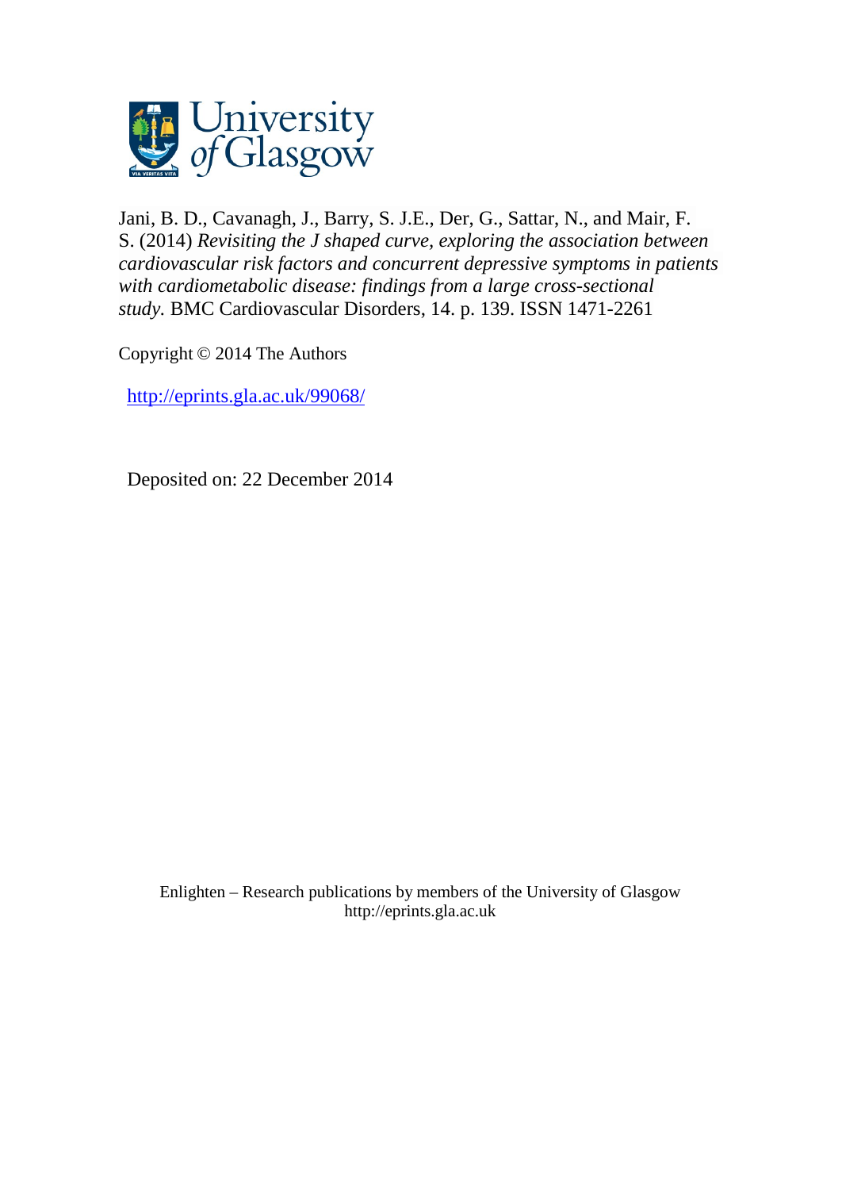University of Glasgow

Jani, B. D., Cavanagh, J., Barry, S. J.E., Der, G., Sattar, N., and Mair, F. S. (2014) *Revisiting the J shaped curve, exploring the association between cardiovascular risk factors and concurrent depressive symptoms in patients with cardiometabolic disease: findings from a large cross-sectional study.* BMC Cardiovascular Disorders, 14. p. 139. ISSN 1471-2261

Copyright © 2014 The Authors

http://eprints.gla.ac.uk/99068/

Deposited on: 22 December 2014

Enlighten – Research publications by members of the University of Glasgow
http://eprints.gla.ac.uk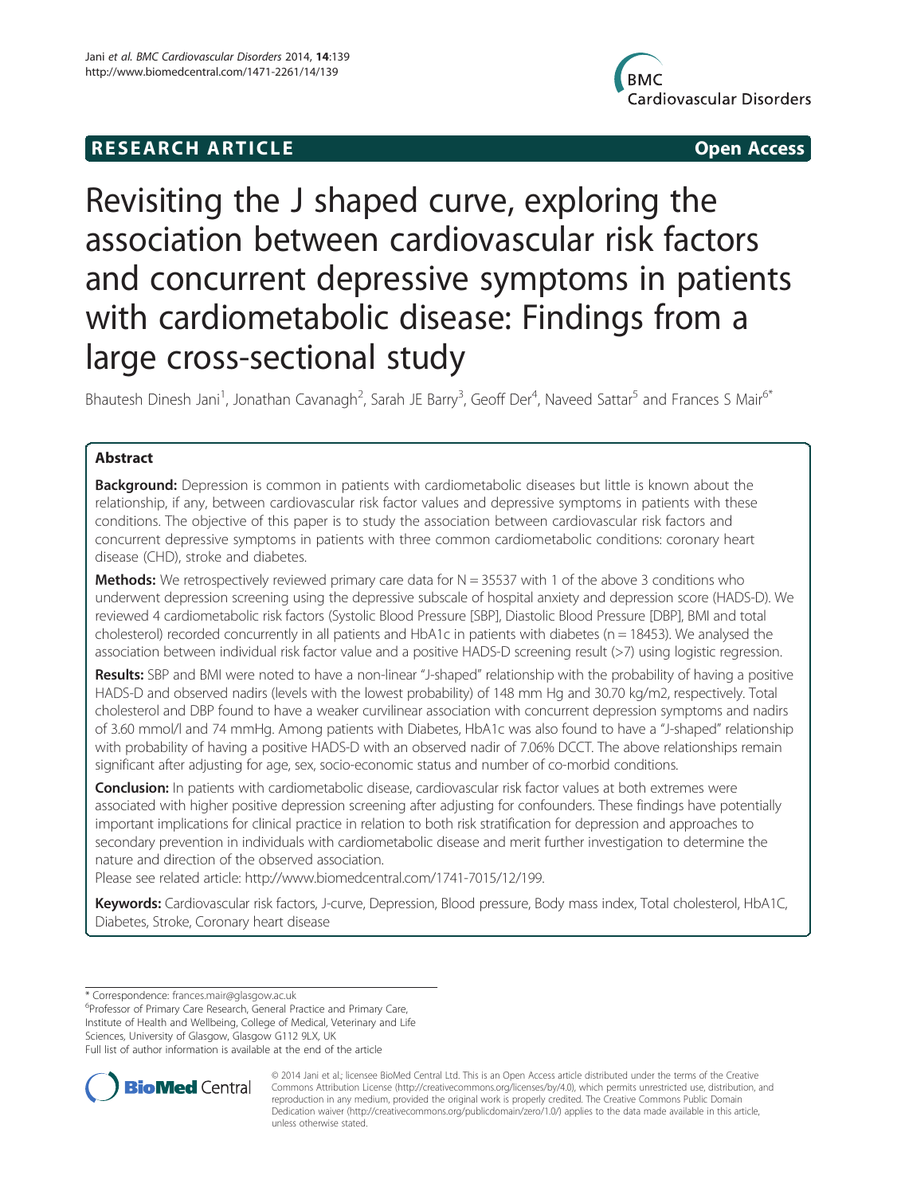# RESEARCH ARTICLE

**Open Access**

# Revisiting the J shaped curve, exploring the association between cardiovascular risk factors and concurrent depressive symptoms in patients with cardiometabolic disease: Findings from a large cross-sectional study

Bhautesh Dinesh Jani[1], Jonathan Cavanagh[2], Sarah JE Barry[3], Geoff Der[4], Naveed Sattar[5] and Frances S Mair[6*]

## Abstract

**Background:** Depression is common in patients with cardiometabolic diseases but little is known about the relationship, if any, between cardiovascular risk factor values and depressive symptoms in patients with these conditions. The objective of this paper is to study the association between cardiovascular risk factors and concurrent depressive symptoms in patients with three common cardiometabolic conditions: coronary heart disease (CHD), stroke and diabetes.

**Methods:** We retrospectively reviewed primary care data for N = 35537 with 1 of the above 3 conditions who underwent depression screening using the depressive subscale of hospital anxiety and depression score (HADS-D). We reviewed 4 cardiometabolic risk factors (Systolic Blood Pressure [SBP], Diastolic Blood Pressure [DBP], BMI and total cholesterol) recorded concurrently in all patients and HbA1c in patients with diabetes (n = 18453). We analysed the association between individual risk factor value and a positive HADS-D screening result (>7) using logistic regression.

**Results:** SBP and BMI were noted to have a non-linear "J-shaped" relationship with the probability of having a positive HADS-D and observed nadirs (levels with the lowest probability) of 148 mm Hg and 30.70 kg/m2, respectively. Total cholesterol and DBP found to have a weaker curvilinear association with concurrent depression symptoms and nadirs of 3.60 mmol/l and 74 mmHg. Among patients with Diabetes, HbA1c was also found to have a "J-shaped" relationship with probability of having a positive HADS-D with an observed nadir of 7.06% DCCT. The above relationships remain significant after adjusting for age, sex, socio-economic status and number of co-morbid conditions.

**Conclusion:** In patients with cardiometabolic disease, cardiovascular risk factor values at both extremes were associated with higher positive depression screening after adjusting for confounders. These findings have potentially important implications for clinical practice in relation to both risk stratification for depression and approaches to secondary prevention in individuals with cardiometabolic disease and merit further investigation to determine the nature and direction of the observed association.

Please see related article: http://www.biomedcentral.com/1741-7015/12/199.

**Keywords:** Cardiovascular risk factors, J-curve, Depression, Blood pressure, Body mass index, Total cholesterol, HbA1C, Diabetes, Stroke, Coronary heart disease

\* Correspondence: frances.mair@glasgow.ac.uk

[6] Professor of Primary Care Research, General Practice and Primary Care, Institute of Health and Wellbeing, College of Medical, Veterinary and Life Sciences, University of Glasgow, Glasgow G112 9LX, UK

Full list of author information is available at the end of the article

© 2014 Jani et al.; licensee BioMed Central Ltd. This is an Open Access article distributed under the terms of the Creative Commons Attribution License (http://creativecommons.org/licenses/by/4.0), which permits unrestricted use, distribution, and reproduction in any medium, provided the original work is properly credited. The Creative Commons Public Domain Dedication waiver (http://creativecommons.org/publicdomain/zero/1.0/) applies to the data made available in this article, unless otherwise stated.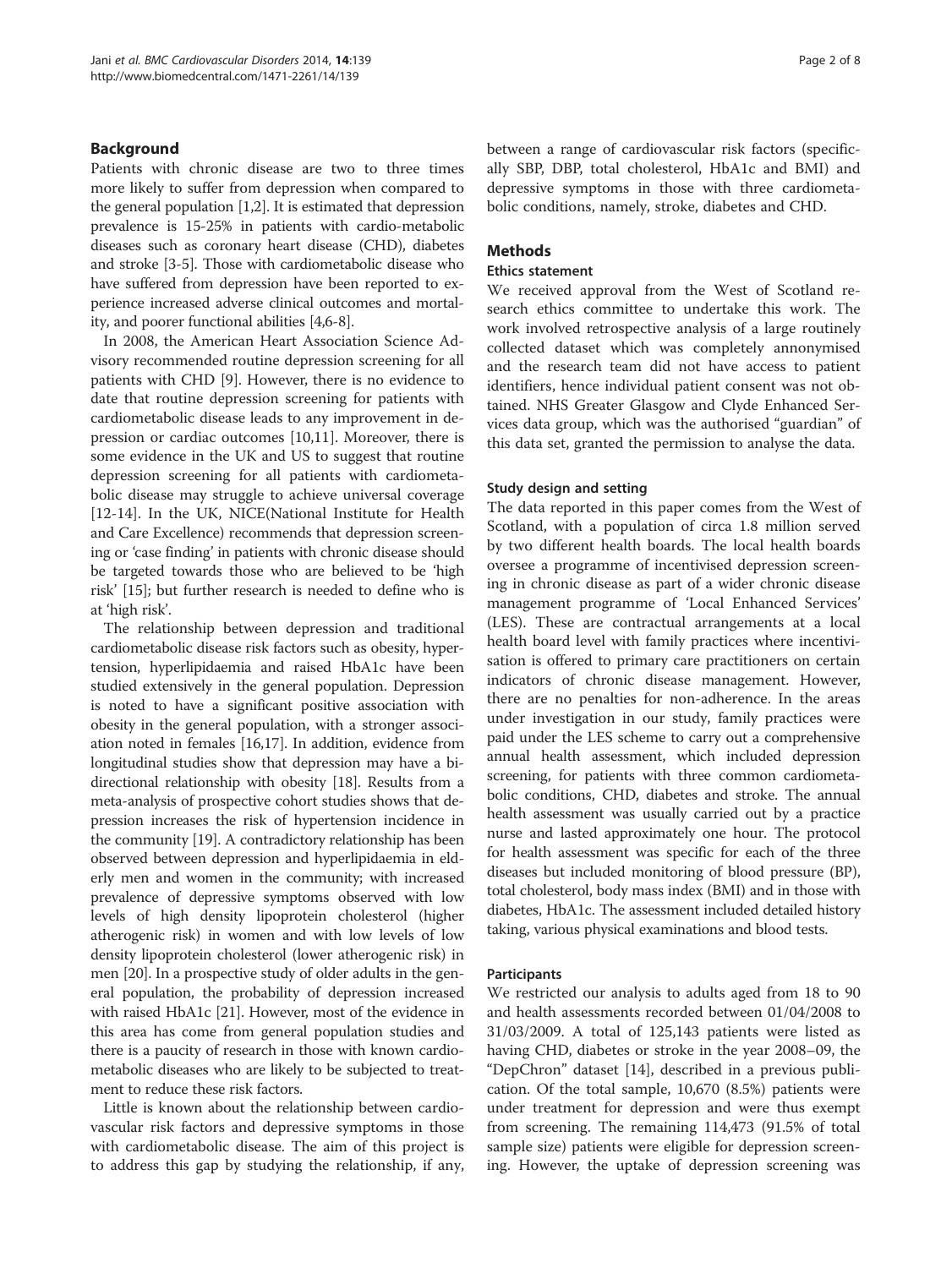## Background

Patients with chronic disease are two to three times more likely to suffer from depression when compared to the general population [1,2]. It is estimated that depression prevalence is 15-25% in patients with cardio-metabolic diseases such as coronary heart disease (CHD), diabetes and stroke [3-5]. Those with cardiometabolic disease who have suffered from depression have been reported to experience increased adverse clinical outcomes and mortality, and poorer functional abilities [4,6-8].

In 2008, the American Heart Association Science Advisory recommended routine depression screening for all patients with CHD [9]. However, there is no evidence to date that routine depression screening for patients with cardiometabolic disease leads to any improvement in depression or cardiac outcomes [10,11]. Moreover, there is some evidence in the UK and US to suggest that routine depression screening for all patients with cardiometabolic disease may struggle to achieve universal coverage [12-14]. In the UK, NICE(National Institute for Health and Care Excellence) recommends that depression screening or 'case finding' in patients with chronic disease should be targeted towards those who are believed to be 'high risk' [15]; but further research is needed to define who is at 'high risk'.

The relationship between depression and traditional cardiometabolic disease risk factors such as obesity, hypertension, hyperlipidaemia and raised HbA1c have been studied extensively in the general population. Depression is noted to have a significant positive association with obesity in the general population, with a stronger association noted in females [16,17]. In addition, evidence from longitudinal studies show that depression may have a bi-directional relationship with obesity [18]. Results from a meta-analysis of prospective cohort studies shows that depression increases the risk of hypertension incidence in the community [19]. A contradictory relationship has been observed between depression and hyperlipidaemia in elderly men and women in the community; with increased prevalence of depressive symptoms observed with low levels of high density lipoprotein cholesterol (higher atherogenic risk) in women and with low levels of low density lipoprotein cholesterol (lower atherogenic risk) in men [20]. In a prospective study of older adults in the general population, the probability of depression increased with raised HbA1c [21]. However, most of the evidence in this area has come from general population studies and there is a paucity of research in those with known cardiometabolic diseases who are likely to be subjected to treatment to reduce these risk factors.

Little is known about the relationship between cardiovascular risk factors and depressive symptoms in those with cardiometabolic disease. The aim of this project is to address this gap by studying the relationship, if any, between a range of cardiovascular risk factors (specifically SBP, DBP, total cholesterol, HbA1c and BMI) and depressive symptoms in those with three cardiometabolic conditions, namely, stroke, diabetes and CHD.

## Methods

### Ethics statement

We received approval from the West of Scotland research ethics committee to undertake this work. The work involved retrospective analysis of a large routinely collected dataset which was completely annonymised and the research team did not have access to patient identifiers, hence individual patient consent was not obtained. NHS Greater Glasgow and Clyde Enhanced Services data group, which was the authorised "guardian" of this data set, granted the permission to analyse the data.

### Study design and setting

The data reported in this paper comes from the West of Scotland, with a population of circa 1.8 million served by two different health boards. The local health boards oversee a programme of incentivised depression screening in chronic disease as part of a wider chronic disease management programme of 'Local Enhanced Services' (LES). These are contractual arrangements at a local health board level with family practices where incentivisation is offered to primary care practitioners on certain indicators of chronic disease management. However, there are no penalties for non-adherence. In the areas under investigation in our study, family practices were paid under the LES scheme to carry out a comprehensive annual health assessment, which included depression screening, for patients with three common cardiometabolic conditions, CHD, diabetes and stroke. The annual health assessment was usually carried out by a practice nurse and lasted approximately one hour. The protocol for health assessment was specific for each of the three diseases but included monitoring of blood pressure (BP), total cholesterol, body mass index (BMI) and in those with diabetes, HbA1c. The assessment included detailed history taking, various physical examinations and blood tests.

### Participants

We restricted our analysis to adults aged from 18 to 90 and health assessments recorded between 01/04/2008 to 31/03/2009. A total of 125,143 patients were listed as having CHD, diabetes or stroke in the year 2008–09, the "DepChron" dataset [14], described in a previous publication. Of the total sample, 10,670 (8.5%) patients were under treatment for depression and were thus exempt from screening. The remaining 114,473 (91.5% of total sample size) patients were eligible for depression screening. However, the uptake of depression screening was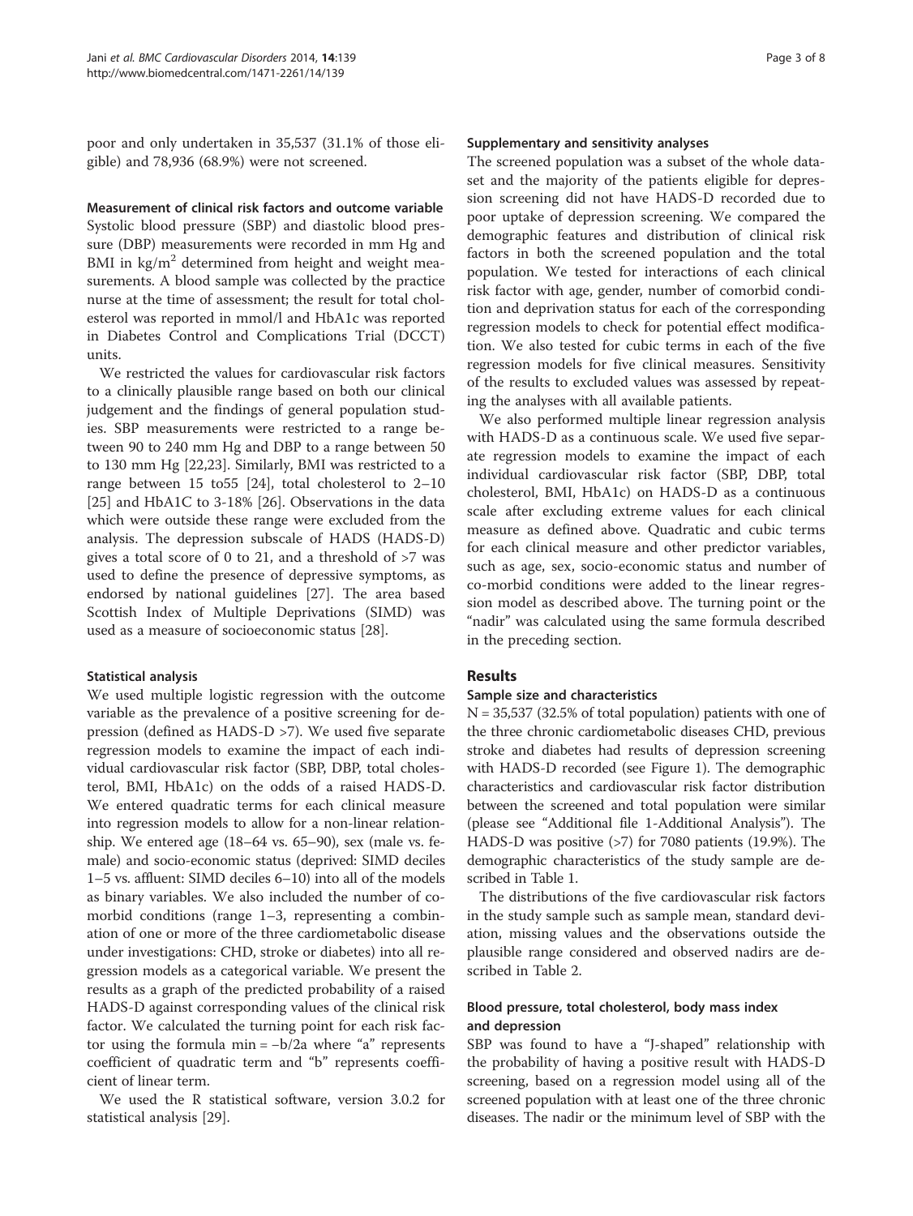poor and only undertaken in 35,537 (31.1% of those eligible) and 78,936 (68.9%) were not screened.

#### Measurement of clinical risk factors and outcome variable

Systolic blood pressure (SBP) and diastolic blood pressure (DBP) measurements were recorded in mm Hg and BMI in kg/m$^2$ determined from height and weight measurements. A blood sample was collected by the practice nurse at the time of assessment; the result for total cholesterol was reported in mmol/l and HbA1c was reported in Diabetes Control and Complications Trial (DCCT) units.

We restricted the values for cardiovascular risk factors to a clinically plausible range based on both our clinical judgement and the findings of general population studies. SBP measurements were restricted to a range between 90 to 240 mm Hg and DBP to a range between 50 to 130 mm Hg [22,23]. Similarly, BMI was restricted to a range between 15 to55 [24], total cholesterol to 2–10 [25] and HbA1C to 3-18% [26]. Observations in the data which were outside these range were excluded from the analysis. The depression subscale of HADS (HADS-D) gives a total score of 0 to 21, and a threshold of >7 was used to define the presence of depressive symptoms, as endorsed by national guidelines [27]. The area based Scottish Index of Multiple Deprivations (SIMD) was used as a measure of socioeconomic status [28].

### Statistical analysis

We used multiple logistic regression with the outcome variable as the prevalence of a positive screening for depression (defined as HADS-D >7). We used five separate regression models to examine the impact of each individual cardiovascular risk factor (SBP, DBP, total cholesterol, BMI, HbA1c) on the odds of a raised HADS-D. We entered quadratic terms for each clinical measure into regression models to allow for a non-linear relationship. We entered age (18–64 vs. 65–90), sex (male vs. female) and socio-economic status (deprived: SIMD deciles 1–5 vs. affluent: SIMD deciles 6–10) into all of the models as binary variables. We also included the number of comorbid conditions (range 1–3, representing a combination of one or more of the three cardiometabolic disease under investigations: CHD, stroke or diabetes) into all regression models as a categorical variable. We present the results as a graph of the predicted probability of a raised HADS-D against corresponding values of the clinical risk factor. We calculated the turning point for each risk factor using the formula min = $-b/2a$ where "a" represents coefficient of quadratic term and "b" represents coefficient of linear term.

We used the R statistical software, version 3.0.2 for statistical analysis [29].

### Supplementary and sensitivity analyses

The screened population was a subset of the whole dataset and the majority of the patients eligible for depression screening did not have HADS-D recorded due to poor uptake of depression screening. We compared the demographic features and distribution of clinical risk factors in both the screened population and the total population. We tested for interactions of each clinical risk factor with age, gender, number of comorbid condition and deprivation status for each of the corresponding regression models to check for potential effect modification. We also tested for cubic terms in each of the five regression models for five clinical measures. Sensitivity of the results to excluded values was assessed by repeating the analyses with all available patients.

We also performed multiple linear regression analysis with HADS-D as a continuous scale. We used five separate regression models to examine the impact of each individual cardiovascular risk factor (SBP, DBP, total cholesterol, BMI, HbA1c) on HADS-D as a continuous scale after excluding extreme values for each clinical measure as defined above. Quadratic and cubic terms for each clinical measure and other predictor variables, such as age, sex, socio-economic status and number of co-morbid conditions were added to the linear regression model as described above. The turning point or the "nadir" was calculated using the same formula described in the preceding section.

## Results

### Sample size and characteristics

N = 35,537 (32.5% of total population) patients with one of the three chronic cardiometabolic diseases CHD, previous stroke and diabetes had results of depression screening with HADS-D recorded (see Figure 1). The demographic characteristics and cardiovascular risk factor distribution between the screened and total population were similar (please see "Additional file 1-Additional Analysis"). The HADS-D was positive (>7) for 7080 patients (19.9%). The demographic characteristics of the study sample are described in Table 1.

The distributions of the five cardiovascular risk factors in the study sample such as sample mean, standard deviation, missing values and the observations outside the plausible range considered and observed nadirs are described in Table 2.

### Blood pressure, total cholesterol, body mass index and depression

SBP was found to have a "J-shaped" relationship with the probability of having a positive result with HADS-D screening, based on a regression model using all of the screened population with at least one of the three chronic diseases. The nadir or the minimum level of SBP with the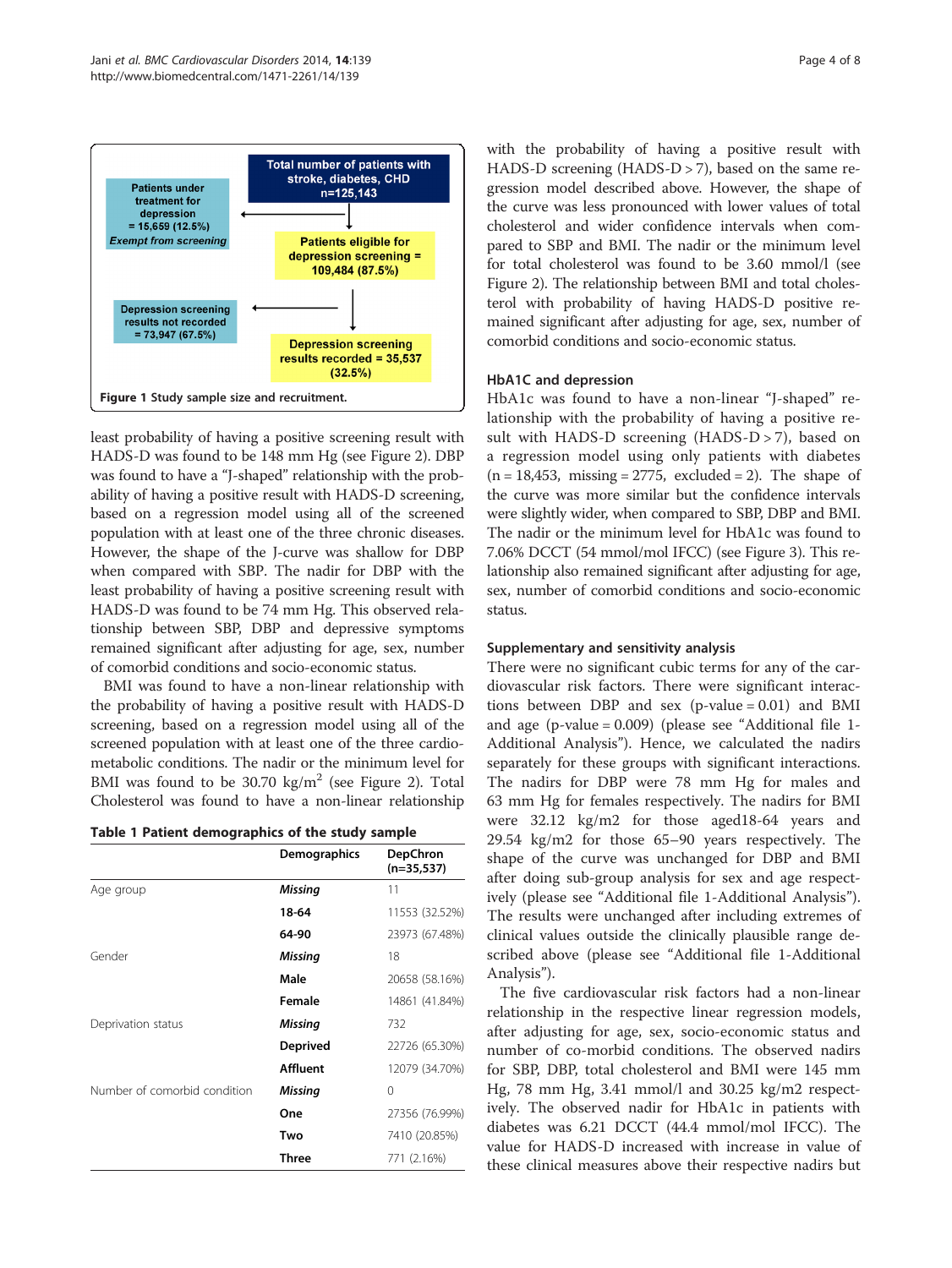Total number of patients with stroke, diabetes, CHD n=125,143

Patients under treatment for depression = 15,659 (12.5%) *Exempt from screening*

Patients eligible for depression screening = 109,484 (87.5%)

Depression screening results not recorded = 73,947 (67.5%)

Depression screening results recorded = 35,537 (32.5%)

**Figure 1** Study sample size and recruitment.

least probability of having a positive screening result with HADS-D was found to be 148 mm Hg (see Figure 2). DBP was found to have a "J-shaped" relationship with the probability of having a positive result with HADS-D screening, based on a regression model using all of the screened population with at least one of the three chronic diseases. However, the shape of the J-curve was shallow for DBP when compared with SBP. The nadir for DBP with the least probability of having a positive screening result with HADS-D was found to be 74 mm Hg. This observed relationship between SBP, DBP and depressive symptoms remained significant after adjusting for age, sex, number of comorbid conditions and socio-economic status.

BMI was found to have a non-linear relationship with the probability of having a positive result with HADS-D screening, based on a regression model using all of the screened population with at least one of the three cardio-metabolic conditions. The nadir or the minimum level for BMI was found to be 30.70 $kg/m^2$ (see Figure 2). Total Cholesterol was found to have a non-linear relationship with the probability of having a positive result with HADS-D screening (HADS-D > 7), based on the same regression model described above. However, the shape of the curve was less pronounced with lower values of total cholesterol and wider confidence intervals when compared to SBP and BMI. The nadir or the minimum level for total cholesterol was found to be 3.60 mmol/l (see Figure 2). The relationship between BMI and total cholesterol with probability of having HADS-D positive remained significant after adjusting for age, sex, number of comorbid conditions and socio-economic status.

**Table 1 Patient demographics of the study sample**

| | Demographics | DepChron (n=35,537) |
|---|---|---|
| Age group | ***Missing*** | 11 |
| | **18-64** | 11553 (32.52%) |
| | **64-90** | 23973 (67.48%) |
| Gender | ***Missing*** | 18 |
| | **Male** | 20658 (58.16%) |
| | **Female** | 14861 (41.84%) |
| Deprivation status | ***Missing*** | 732 |
| | **Deprived** | 22726 (65.30%) |
| | **Affluent** | 12079 (34.70%) |
| Number of comorbid condition | ***Missing*** | 0 |
| | **One** | 27356 (76.99%) |
| | **Two** | 7410 (20.85%) |
| | **Three** | 771 (2.16%) |

## HbA1C and depression

HbA1c was found to have a non-linear "J-shaped" relationship with the probability of having a positive result with HADS-D screening (HADS-D > 7), based on a regression model using only patients with diabetes (n = 18,453, missing = 2775, excluded = 2). The shape of the curve was more similar but the confidence intervals were slightly wider, when compared to SBP, DBP and BMI. The nadir or the minimum level for HbA1c was found to 7.06% DCCT (54 mmol/mol IFCC) (see Figure 3). This relationship also remained significant after adjusting for age, sex, number of comorbid conditions and socio-economic status.

## Supplementary and sensitivity analysis

There were no significant cubic terms for any of the cardiovascular risk factors. There were significant interactions between DBP and sex (p-value = 0.01) and BMI and age (p-value = 0.009) (please see "Additional file 1-Additional Analysis"). Hence, we calculated the nadirs separately for these groups with significant interactions. The nadirs for DBP were 78 mm Hg for males and 63 mm Hg for females respectively. The nadirs for BMI were 32.12 kg/m2 for those aged18-64 years and 29.54 kg/m2 for those 65–90 years respectively. The shape of the curve was unchanged for DBP and BMI after doing sub-group analysis for sex and age respectively (please see "Additional file 1-Additional Analysis"). The results were unchanged after including extremes of clinical values outside the clinically plausible range described above (please see "Additional file 1-Additional Analysis").

The five cardiovascular risk factors had a non-linear relationship in the respective linear regression models, after adjusting for age, sex, socio-economic status and number of co-morbid conditions. The observed nadirs for SBP, DBP, total cholesterol and BMI were 145 mm Hg, 78 mm Hg, 3.41 mmol/l and 30.25 kg/m2 respectively. The observed nadir for HbA1c in patients with diabetes was 6.21 DCCT (44.4 mmol/mol IFCC). The value for HADS-D increased with increase in value of these clinical measures above their respective nadirs but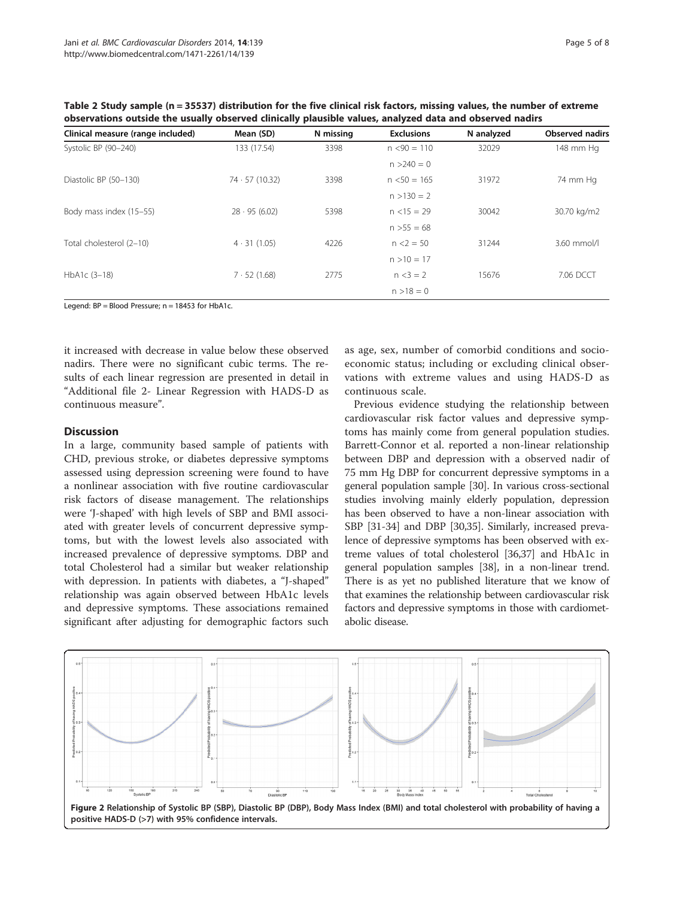Table 2 Study sample (n = 35537) distribution for the five clinical risk factors, missing values, the number of extreme observations outside the usually observed clinically plausible values, analyzed data and observed nadirs

| Clinical measure (range included) | Mean (SD) | N missing | Exclusions | N analyzed | Observed nadirs |
|---|---|---|---|---|---|
| Systolic BP (90–240) | 133 (17.54) | 3398 | n <90 = 110 | 32029 | 148 mm Hg |
| | | | n >240 = 0 | | |
| Diastolic BP (50–130) | 74 · 57 (10.32) | 3398 | n <50 = 165 | 31972 | 74 mm Hg |
| | | | n >130 = 2 | | |
| Body mass index (15–55) | 28 · 95 (6.02) | 5398 | n <15 = 29 | 30042 | 30.70 kg/m2 |
| | | | n >55 = 68 | | |
| Total cholesterol (2–10) | 4 · 31 (1.05) | 4226 | n <2 = 50 | 31244 | 3.60 mmol/l |
| | | | n >10 = 17 | | |
| HbA1c (3–18) | 7 · 52 (1.68) | 2775 | n <3 = 2 | 15676 | 7.06 DCCT |
| | | | n >18 = 0 | | |

Legend: BP = Blood Pressure; n = 18453 for HbA1c.

it increased with decrease in value below these observed nadirs. There were no significant cubic terms. The results of each linear regression are presented in detail in "Additional file 2- Linear Regression with HADS-D as continuous measure".

## Discussion

In a large, community based sample of patients with CHD, previous stroke, or diabetes depressive symptoms assessed using depression screening were found to have a nonlinear association with five routine cardiovascular risk factors of disease management. The relationships were 'J-shaped' with high levels of SBP and BMI associated with greater levels of concurrent depressive symptoms, but with the lowest levels also associated with increased prevalence of depressive symptoms. DBP and total Cholesterol had a similar but weaker relationship with depression. In patients with diabetes, a "J-shaped" relationship was again observed between HbA1c levels and depressive symptoms. These associations remained significant after adjusting for demographic factors such as age, sex, number of comorbid conditions and socioeconomic status; including or excluding clinical observations with extreme values and using HADS-D as continuous scale.

Previous evidence studying the relationship between cardiovascular risk factor values and depressive symptoms has mainly come from general population studies. Barrett-Connor et al. reported a non-linear relationship between DBP and depression with a observed nadir of 75 mm Hg DBP for concurrent depressive symptoms in a general population sample [30]. In various cross-sectional studies involving mainly elderly population, depression has been observed to have a non-linear association with SBP [31-34] and DBP [30,35]. Similarly, increased prevalence of depressive symptoms has been observed with extreme values of total cholesterol [36,37] and HbA1c in general population samples [38], in a non-linear trend. There is as yet no published literature that we know of that examines the relationship between cardiovascular risk factors and depressive symptoms in those with cardiometabolic disease.

**Figure 2** Relationship of Systolic BP (SBP), Diastolic BP (DBP), Body Mass Index (BMI) and total cholesterol with probability of having a positive HADS-D (>7) with 95% confidence intervals.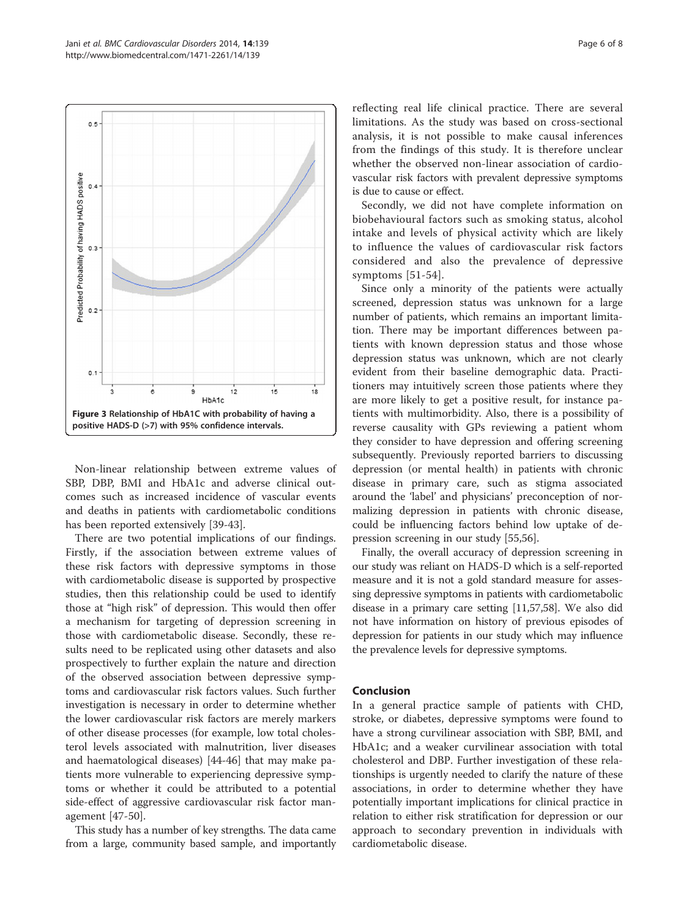Figure 3 Relationship of HbA1C with probability of having a positive HADS-D (>7) with 95% confidence intervals.

Non-linear relationship between extreme values of SBP, DBP, BMI and HbA1c and adverse clinical outcomes such as increased incidence of vascular events and deaths in patients with cardiometabolic conditions has been reported extensively [39-43].

There are two potential implications of our findings. Firstly, if the association between extreme values of these risk factors with depressive symptoms in those with cardiometabolic disease is supported by prospective studies, then this relationship could be used to identify those at "high risk" of depression. This would then offer a mechanism for targeting of depression screening in those with cardiometabolic disease. Secondly, these results need to be replicated using other datasets and also prospectively to further explain the nature and direction of the observed association between depressive symptoms and cardiovascular risk factors values. Such further investigation is necessary in order to determine whether the lower cardiovascular risk factors are merely markers of other disease processes (for example, low total cholesterol levels associated with malnutrition, liver diseases and haematological diseases) [44-46] that may make patients more vulnerable to experiencing depressive symptoms or whether it could be attributed to a potential side-effect of aggressive cardiovascular risk factor management [47-50].

This study has a number of key strengths. The data came from a large, community based sample, and importantly reflecting real life clinical practice. There are several limitations. As the study was based on cross-sectional analysis, it is not possible to make causal inferences from the findings of this study. It is therefore unclear whether the observed non-linear association of cardiovascular risk factors with prevalent depressive symptoms is due to cause or effect.

Secondly, we did not have complete information on biobehavioural factors such as smoking status, alcohol intake and levels of physical activity which are likely to influence the values of cardiovascular risk factors considered and also the prevalence of depressive symptoms [51-54].

Since only a minority of the patients were actually screened, depression status was unknown for a large number of patients, which remains an important limitation. There may be important differences between patients with known depression status and those whose depression status was unknown, which are not clearly evident from their baseline demographic data. Practitioners may intuitively screen those patients where they are more likely to get a positive result, for instance patients with multimorbidity. Also, there is a possibility of reverse causality with GPs reviewing a patient whom they consider to have depression and offering screening subsequently. Previously reported barriers to discussing depression (or mental health) in patients with chronic disease in primary care, such as stigma associated around the 'label' and physicians' preconception of normalizing depression in patients with chronic disease, could be influencing factors behind low uptake of depression screening in our study [55,56].

Finally, the overall accuracy of depression screening in our study was reliant on HADS-D which is a self-reported measure and it is not a gold standard measure for assessing depressive symptoms in patients with cardiometabolic disease in a primary care setting [11,57,58]. We also did not have information on history of previous episodes of depression for patients in our study which may influence the prevalence levels for depressive symptoms.

## Conclusion

In a general practice sample of patients with CHD, stroke, or diabetes, depressive symptoms were found to have a strong curvilinear association with SBP, BMI, and HbA1c; and a weaker curvilinear association with total cholesterol and DBP. Further investigation of these relationships is urgently needed to clarify the nature of these associations, in order to determine whether they have potentially important implications for clinical practice in relation to either risk stratification for depression or our approach to secondary prevention in individuals with cardiometabolic disease.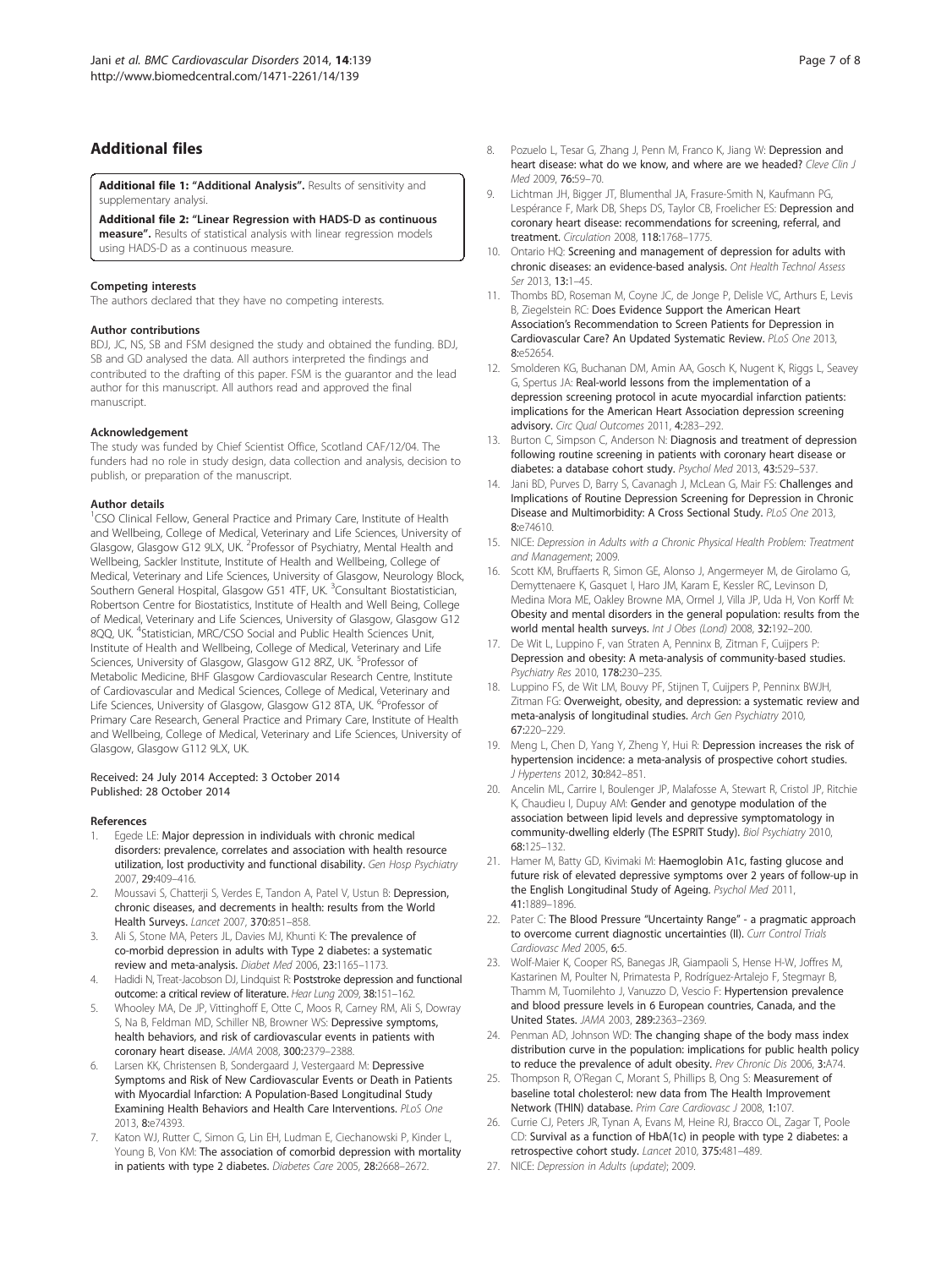## Additional files

**Additional file 1: "Additional Analysis".** Results of sensitivity and supplementary analysi.

**Additional file 2: "Linear Regression with HADS-D as continuous measure".** Results of statistical analysis with linear regression models using HADS-D as a continuous measure.

#### Competing interests

The authors declared that they have no competing interests.

#### Author contributions

BDJ, JC, NS, SB and FSM designed the study and obtained the funding. BDJ, SB and GD analysed the data. All authors interpreted the findings and contributed to the drafting of this paper. FSM is the guarantor and the lead author for this manuscript. All authors read and approved the final manuscript.

#### Acknowledgement

The study was funded by Chief Scientist Office, Scotland CAF/12/04. The funders had no role in study design, data collection and analysis, decision to publish, or preparation of the manuscript.

#### Author details

[1]CSO Clinical Fellow, General Practice and Primary Care, Institute of Health and Wellbeing, College of Medical, Veterinary and Life Sciences, University of Glasgow, Glasgow G12 9LX, UK. [2]Professor of Psychiatry, Mental Health and Wellbeing, Sackler Institute, Institute of Health and Wellbeing, College of Medical, Veterinary and Life Sciences, University of Glasgow, Neurology Block, Southern General Hospital, Glasgow G51 4TF, UK. [3]Consultant Biostatistician, Robertson Centre for Biostatistics, Institute of Health and Well Being, College of Medical, Veterinary and Life Sciences, University of Glasgow, Glasgow G12 8QQ, UK. [4]Statistician, MRC/CSO Social and Public Health Sciences Unit, Institute of Health and Wellbeing, College of Medical, Veterinary and Life Sciences, University of Glasgow, Glasgow G12 8RZ, UK. [5]Professor of Metabolic Medicine, BHF Glasgow Cardiovascular Research Centre, Institute of Cardiovascular and Medical Sciences, College of Medical, Veterinary and Life Sciences, University of Glasgow, Glasgow G12 8TA, UK. [6]Professor of Primary Care Research, General Practice and Primary Care, Institute of Health and Wellbeing, College of Medical, Veterinary and Life Sciences, University of Glasgow, Glasgow G112 9LX, UK.

Received: 24 July 2014 Accepted: 3 October 2014
Published: 28 October 2014

#### References

1. Egede LE: **Major depression in individuals with chronic medical disorders: prevalence, correlates and association with health resource utilization, lost productivity and functional disability.** *Gen Hosp Psychiatry* 2007, **29:**409–416.
2. Moussavi S, Chatterji S, Verdes E, Tandon A, Patel V, Ustun B: **Depression, chronic diseases, and decrements in health: results from the World Health Surveys.** *Lancet* 2007, **370:**851–858.
3. Ali S, Stone MA, Peters JL, Davies MJ, Khunti K: **The prevalence of co-morbid depression in adults with Type 2 diabetes: a systematic review and meta-analysis.** *Diabet Med* 2006, **23:**1165–1173.
4. Hadidi N, Treat-Jacobson DJ, Lindquist R: **Poststroke depression and functional outcome: a critical review of literature.** *Hear Lung* 2009, **38:**151–162.
5. Whooley MA, De JP, Vittinghoff E, Otte C, Moos R, Carney RM, Ali S, Dowray S, Na B, Feldman MD, Schiller NB, Browner WS: **Depressive symptoms, health behaviors, and risk of cardiovascular events in patients with coronary heart disease.** *JAMA* 2008, **300:**2379–2388.
6. Larsen KK, Christensen B, Sondergaard J, Vestergaard M: **Depressive Symptoms and Risk of New Cardiovascular Events or Death in Patients with Myocardial Infarction: A Population-Based Longitudinal Study Examining Health Behaviors and Health Care Interventions.** *PLoS One* 2013, **8:**e74393.
7. Katon WJ, Rutter C, Simon G, Lin EH, Ludman E, Ciechanowski P, Kinder L, Young B, Von KM: **The association of comorbid depression with mortality in patients with type 2 diabetes.** *Diabetes Care* 2005, **28:**2668–2672.
8. Pozuelo L, Tesar G, Zhang J, Penn M, Franco K, Jiang W: **Depression and heart disease: what do we know, and where are we headed?** *Cleve Clin J Med* 2009, **76:**59–70.
9. Lichtman JH, Bigger JT, Blumenthal JA, Frasure-Smith N, Kaufmann PG, Lespérance F, Mark DB, Sheps DS, Taylor CB, Froelicher ES: **Depression and coronary heart disease: recommendations for screening, referral, and treatment.** *Circulation* 2008, **118:**1768–1775.
10. Ontario HQ: **Screening and management of depression for adults with chronic diseases: an evidence-based analysis.** *Ont Health Technol Assess Ser* 2013, **13:**1–45.
11. Thombs BD, Roseman M, Coyne JC, de Jonge P, Delisle VC, Arthurs E, Levis B, Ziegelstein RC: **Does Evidence Support the American Heart Association's Recommendation to Screen Patients for Depression in Cardiovascular Care? An Updated Systematic Review.** *PLoS One* 2013, **8:**e52654.
12. Smolderen KG, Buchanan DM, Amin AA, Gosch K, Nugent K, Riggs L, Seavey G, Spertus JA: **Real-world lessons from the implementation of a depression screening protocol in acute myocardial infarction patients: implications for the American Heart Association depression screening advisory.** *Circ Qual Outcomes* 2011, **4:**283–292.
13. Burton C, Simpson C, Anderson N: **Diagnosis and treatment of depression following routine screening in patients with coronary heart disease or diabetes: a database cohort study.** *Psychol Med* 2013, **43:**529–537.
14. Jani BD, Purves D, Barry S, Cavanagh J, McLean G, Mair FS: **Challenges and Implications of Routine Depression Screening for Depression in Chronic Disease and Multimorbidity: A Cross Sectional Study.** *PLoS One* 2013, **8:**e74610.
15. NICE: *Depression in Adults with a Chronic Physical Health Problem: Treatment and Management*; 2009.
16. Scott KM, Bruffaerts R, Simon GE, Alonso J, Angermeyer M, de Girolamo G, Demyttenaere K, Gasquet I, Haro JM, Karam E, Kessler RC, Levinson D, Medina Mora ME, Oakley Browne MA, Ormel J, Villa JP, Uda H, Von Korff M: **Obesity and mental disorders in the general population: results from the world mental health surveys.** *Int J Obes (Lond)* 2008, **32:**192–200.
17. De Wit L, Luppino F, van Straten A, Penninx B, Zitman F, Cuijpers P: **Depression and obesity: A meta-analysis of community-based studies.** *Psychiatry Res* 2010, **178:**230–235.
18. Luppino FS, de Wit LM, Bouvy PF, Stijnen T, Cuijpers P, Penninx BWJH, Zitman FG: **Overweight, obesity, and depression: a systematic review and meta-analysis of longitudinal studies.** *Arch Gen Psychiatry* 2010, **67:**220–229.
19. Meng L, Chen D, Yang Y, Zheng Y, Hui R: **Depression increases the risk of hypertension incidence: a meta-analysis of prospective cohort studies.** *J Hypertens* 2012, **30:**842–851.
20. Ancelin ML, Carrire I, Boulenger JP, Malafosse A, Stewart R, Cristol JP, Ritchie K, Chaudieu I, Dupuy AM: **Gender and genotype modulation of the association between lipid levels and depressive symptomatology in community-dwelling elderly (The ESPRIT Study).** *Biol Psychiatry* 2010, **68:**125–132.
21. Hamer M, Batty GD, Kivimaki M: **Haemoglobin A1c, fasting glucose and future risk of elevated depressive symptoms over 2 years of follow-up in the English Longitudinal Study of Ageing.** *Psychol Med* 2011, **41:**1889–1896.
22. Pater C: **The Blood Pressure "Uncertainty Range" - a pragmatic approach to overcome current diagnostic uncertainties (II).** *Curr Control Trials Cardiovasc Med* 2005, **6:**5.
23. Wolf-Maier K, Cooper RS, Banegas JR, Giampaoli S, Hense H-W, Joffres M, Kastarinen M, Poulter N, Primatesta P, Rodríguez-Artalejo F, Stegmayr B, Thamm M, Tuomilehto J, Vanuzzo D, Vescio F: **Hypertension prevalence and blood pressure levels in 6 European countries, Canada, and the United States.** *JAMA* 2003, **289:**2363–2369.
24. Penman AD, Johnson WD: **The changing shape of the body mass index distribution curve in the population: implications for public health policy to reduce the prevalence of adult obesity.** *Prev Chronic Dis* 2006, **3:**A74.
25. Thompson R, O'Regan C, Morant S, Phillips B, Ong S: **Measurement of baseline total cholesterol: new data from The Health Improvement Network (THIN) database.** *Prim Care Cardiovasc J* 2008, **1:**107.
26. Currie CJ, Peters JR, Tynan A, Evans M, Heine RJ, Bracco OL, Zagar T, Poole CD: **Survival as a function of HbA(1c) in people with type 2 diabetes: a retrospective cohort study.** *Lancet* 2010, **375:**481–489.
27. NICE: *Depression in Adults (update)*; 2009.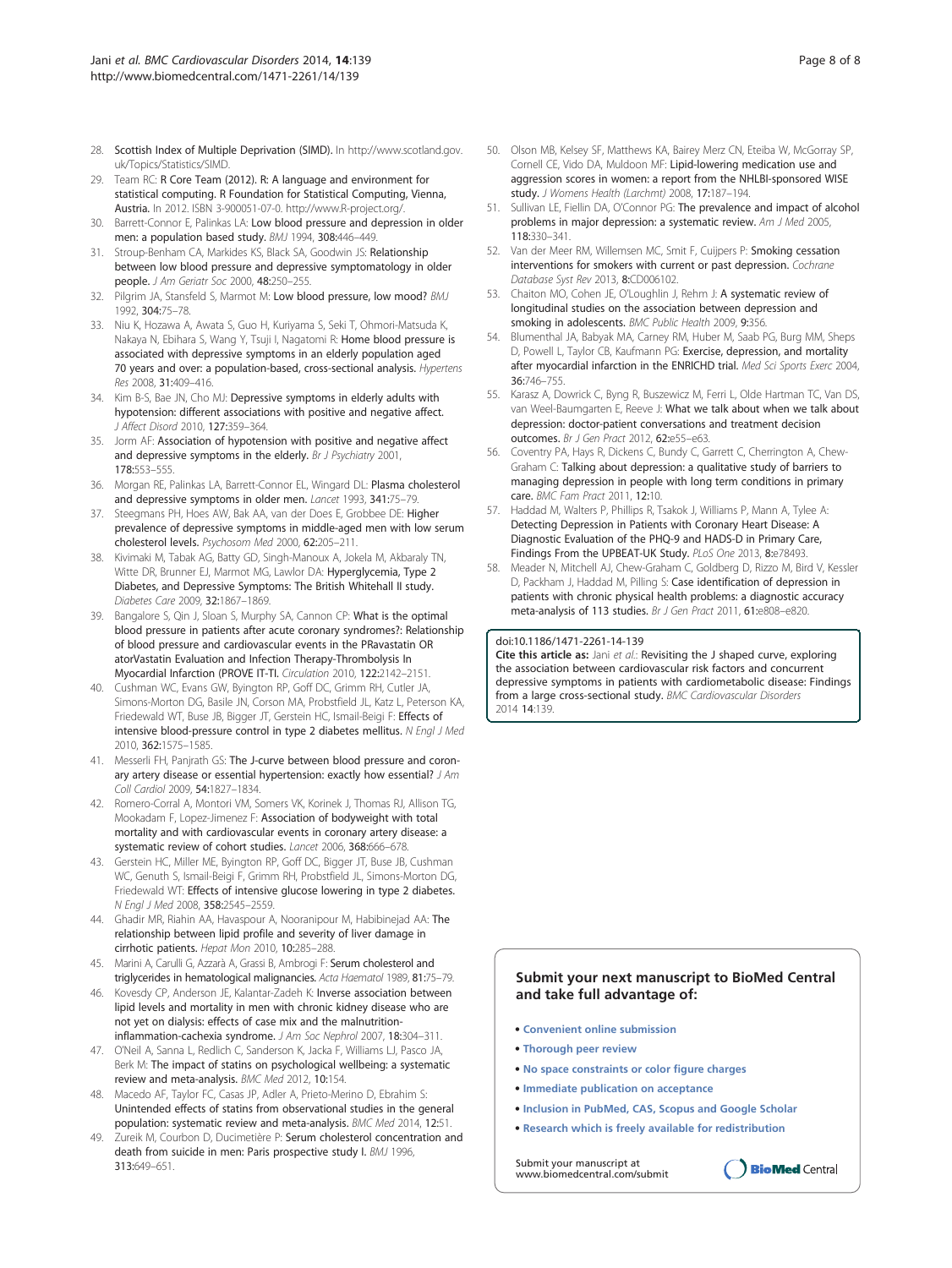28. Scottish Index of Multiple Deprivation (SIMD). In http://www.scotland.gov.uk/Topics/Statistics/SIMD.
29. Team RC: R Core Team (2012). R: A language and environment for statistical computing. R Foundation for Statistical Computing, Vienna, Austria. In 2012. ISBN 3-900051-07-0. http://www.R-project.org/.
30. Barrett-Connor E, Palinkas LA: Low blood pressure and depression in older men: a population based study. *BMJ* 1994, 308:446–449.
31. Stroup-Benham CA, Markides KS, Black SA, Goodwin JS: Relationship between low blood pressure and depressive symptomatology in older people. *J Am Geriatr Soc* 2000, 48:250–255.
32. Pilgrim JA, Stansfeld S, Marmot M: Low blood pressure, low mood? *BMJ* 1992, 304:75–78.
33. Niu K, Hozawa A, Awata S, Guo H, Kuriyama S, Seki T, Ohmori-Matsuda K, Nakaya N, Ebihara S, Wang Y, Tsuji I, Nagatomi R: Home blood pressure is associated with depressive symptoms in an elderly population aged 70 years and over: a population-based, cross-sectional analysis. *Hypertens Res* 2008, 31:409–416.
34. Kim B-S, Bae JN, Cho MJ: Depressive symptoms in elderly adults with hypotension: different associations with positive and negative affect. *J Affect Disord* 2010, 127:359–364.
35. Jorm AF: Association of hypotension with positive and negative affect and depressive symptoms in the elderly. *Br J Psychiatry* 2001, 178:553–555.
36. Morgan RE, Palinkas LA, Barrett-Connor EL, Wingard DL: Plasma cholesterol and depressive symptoms in older men. *Lancet* 1993, 341:75–79.
37. Steegmans PH, Hoes AW, Bak AA, van der Does E, Grobbee DE: Higher prevalence of depressive symptoms in middle-aged men with low serum cholesterol levels. *Psychosom Med* 2000, 62:205–211.
38. Kivimaki M, Tabak AG, Batty GD, Singh-Manoux A, Jokela M, Akbaraly TN, Witte DR, Brunner EJ, Marmot MG, Lawlor DA: Hyperglycemia, Type 2 Diabetes, and Depressive Symptoms: The British Whitehall II study. *Diabetes Care* 2009, 32:1867–1869.
39. Bangalore S, Qin J, Sloan S, Murphy SA, Cannon CP: What is the optimal blood pressure in patients after acute coronary syndromes?: Relationship of blood pressure and cardiovascular events in the PRavastatin OR atorVastatin Evaluation and Infection Therapy-Thrombolysis In Myocardial Infarction (PROVE IT-TI. *Circulation* 2010, 122:2142–2151.
40. Cushman WC, Evans GW, Byington RP, Goff DC, Grimm RH, Cutler JA, Simons-Morton DG, Basile JN, Corson MA, Probstfield JL, Katz L, Peterson KA, Friedewald WT, Buse JB, Bigger JT, Gerstein HC, Ismail-Beigi F: Effects of intensive blood-pressure control in type 2 diabetes mellitus. *N Engl J Med* 2010, 362:1575–1585.
41. Messerli FH, Panjrath GS: The J-curve between blood pressure and coronary artery disease or essential hypertension: exactly how essential? *J Am Coll Cardiol* 2009, 54:1827–1834.
42. Romero-Corral A, Montori VM, Somers VK, Korinek J, Thomas RJ, Allison TG, Mookadam F, Lopez-Jimenez F: Association of bodyweight with total mortality and with cardiovascular events in coronary artery disease: a systematic review of cohort studies. *Lancet* 2006, 368:666–678.
43. Gerstein HC, Miller ME, Byington RP, Goff DC, Bigger JT, Buse JB, Cushman WC, Genuth S, Ismail-Beigi F, Grimm RH, Probstfield JL, Simons-Morton DG, Friedewald WT: Effects of intensive glucose lowering in type 2 diabetes. *N Engl J Med* 2008, 358:2545–2559.
44. Ghadir MR, Riahin AA, Havaspour A, Nooranipour M, Habibinejad AA: The relationship between lipid profile and severity of liver damage in cirrhotic patients. *Hepat Mon* 2010, 10:285–288.
45. Marini A, Carulli G, Azzarà A, Grassi B, Ambrogi F: Serum cholesterol and triglycerides in hematological malignancies. *Acta Haematol* 1989, 81:75–79.
46. Kovesdy CP, Anderson JE, Kalantar-Zadeh K: Inverse association between lipid levels and mortality in men with chronic kidney disease who are not yet on dialysis: effects of case mix and the malnutrition-inflammation-cachexia syndrome. *J Am Soc Nephrol* 2007, 18:304–311.
47. O'Neil A, Sanna L, Redlich C, Sanderson K, Jacka F, Williams LJ, Pasco JA, Berk M: The impact of statins on psychological wellbeing: a systematic review and meta-analysis. *BMC Med* 2012, 10:154.
48. Macedo AF, Taylor FC, Casas JP, Adler A, Prieto-Merino D, Ebrahim S: Unintended effects of statins from observational studies in the general population: systematic review and meta-analysis. *BMC Med* 2014, 12:51.
49. Zureik M, Courbon D, Ducimetière P: Serum cholesterol concentration and death from suicide in men: Paris prospective study I. *BMJ* 1996, 313:649–651.
50. Olson MB, Kelsey SF, Matthews KA, Bairey Merz CN, Eteiba W, McGorray SP, Cornell CE, Vido DA, Muldoon MF: Lipid-lowering medication use and aggression scores in women: a report from the NHLBI-sponsored WISE study. *J Womens Health (Larchmt)* 2008, 17:187–194.
51. Sullivan LE, Fiellin DA, O'Connor PG: The prevalence and impact of alcohol problems in major depression: a systematic review. *Am J Med* 2005, 118:330–341.
52. Van der Meer RM, Willemsen MC, Smit F, Cuijpers P: Smoking cessation interventions for smokers with current or past depression. *Cochrane Database Syst Rev* 2013, 8:CD006102.
53. Chaiton MO, Cohen JE, O'Loughlin J, Rehm J: A systematic review of longitudinal studies on the association between depression and smoking in adolescents. *BMC Public Health* 2009, 9:356.
54. Blumenthal JA, Babyak MA, Carney RM, Huber M, Saab PG, Burg MM, Sheps D, Powell L, Taylor CB, Kaufmann PG: Exercise, depression, and mortality after myocardial infarction in the ENRICHD trial. *Med Sci Sports Exerc* 2004, 36:746–755.
55. Karasz A, Dowrick C, Byng R, Buszewicz M, Ferri L, Olde Hartman TC, Van DS, van Weel-Baumgarten E, Reeve J: What we talk about when we talk about depression: doctor-patient conversations and treatment decision outcomes. *Br J Gen Pract* 2012, 62:e55–e63.
56. Coventry PA, Hays R, Dickens C, Bundy C, Garrett C, Cherrington A, Chew-Graham C: Talking about depression: a qualitative study of barriers to managing depression in people with long term conditions in primary care. *BMC Fam Pract* 2011, 12:10.
57. Haddad M, Walters P, Phillips R, Tsakok J, Williams P, Mann A, Tylee A: Detecting Depression in Patients with Coronary Heart Disease: A Diagnostic Evaluation of the PHQ-9 and HADS-D in Primary Care, Findings From the UPBEAT-UK Study. *PLoS One* 2013, 8:e78493.
58. Meader N, Mitchell AJ, Chew-Graham C, Goldberg D, Rizzo M, Bird V, Kessler D, Packham J, Haddad M, Pilling S: Case identification of depression in patients with chronic physical health problems: a diagnostic accuracy meta-analysis of 113 studies. *Br J Gen Pract* 2011, 61:e808–e820.

doi:10.1186/1471-2261-14-139

**Cite this article as:** Jani *et al.*: Revisiting the J shaped curve, exploring the association between cardiovascular risk factors and concurrent depressive symptoms in patients with cardiometabolic disease: Findings from a large cross-sectional study. *BMC Cardiovascular Disorders* 2014 14:139.

**Submit your next manuscript to BioMed Central and take full advantage of:**

- Convenient online submission
- Thorough peer review
- No space constraints or color figure charges
- Immediate publication on acceptance
- Inclusion in PubMed, CAS, Scopus and Google Scholar
- Research which is freely available for redistribution

Submit your manuscript at
www.biomedcentral.com/submit

BioMed Central